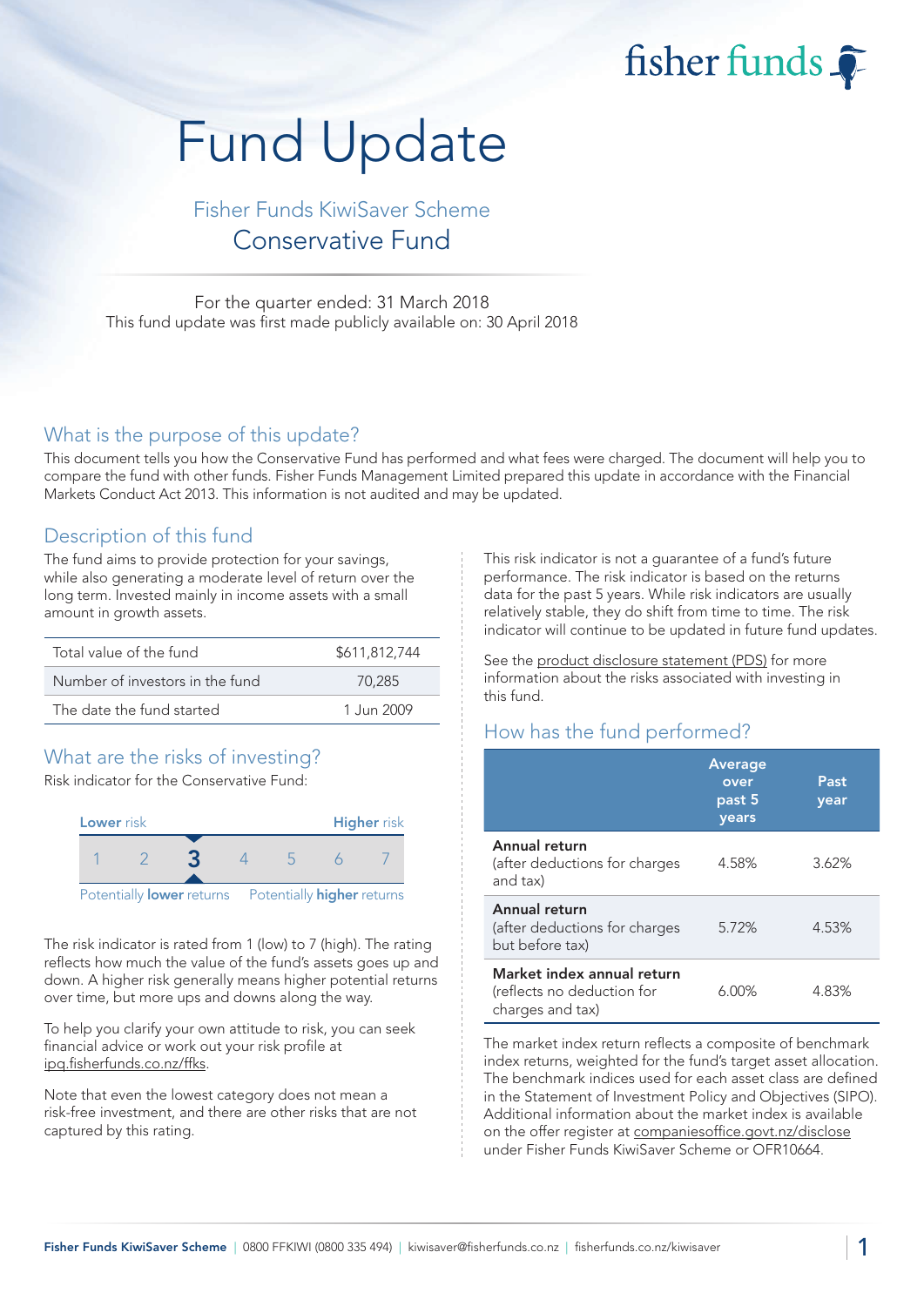fisher funds

# Fund Update

## Fisher Funds KiwiSaver Scheme
## Conservative Fund

For the quarter ended: 31 March 2018
This fund update was first made publicly available on: 30 April 2018

## What is the purpose of this update?

This document tells you how the Conservative Fund has performed and what fees were charged. The document will help you to compare the fund with other funds. Fisher Funds Management Limited prepared this update in accordance with the Financial Markets Conduct Act 2013. This information is not audited and may be updated.

## Description of this fund

The fund aims to provide protection for your savings, while also generating a moderate level of return over the long term. Invested mainly in income assets with a small amount in growth assets.

| | |
|---|---|
| Total value of the fund | $611,812,744 |
| Number of investors in the fund | 70,285 |
| The date the fund started | 1 Jun 2009 |

## What are the risks of investing?

Risk indicator for the Conservative Fund:

| Lower risk | | | | | | Higher risk |
|---|---|---|---|---|---|---|
| 1 | 2 | **3** | 4 | 5 | 6 | 7 |
| Potentially **lower** returns | | | | | | Potentially **higher** returns |

The risk indicator is rated from 1 (low) to 7 (high). The rating reflects how much the value of the fund's assets goes up and down. A higher risk generally means higher potential returns over time, but more ups and downs along the way.

To help you clarify your own attitude to risk, you can seek financial advice or work out your risk profile at ipq.fisherfunds.co.nz/ffks.

Note that even the lowest category does not mean a risk-free investment, and there are other risks that are not captured by this rating.

This risk indicator is not a guarantee of a fund's future performance. The risk indicator is based on the returns data for the past 5 years. While risk indicators are usually relatively stable, they do shift from time to time. The risk indicator will continue to be updated in future fund updates.

See the product disclosure statement (PDS) for more information about the risks associated with investing in this fund.

## How has the fund performed?

| | Average over past 5 years | Past year |
|---|---|---|
| **Annual return** (after deductions for charges and tax) | 4.58% | 3.62% |
| **Annual return** (after deductions for charges but before tax) | 5.72% | 4.53% |
| **Market index annual return** (reflects no deduction for charges and tax) | 6.00% | 4.83% |

The market index return reflects a composite of benchmark index returns, weighted for the fund's target asset allocation. The benchmark indices used for each asset class are defined in the Statement of Investment Policy and Objectives (SIPO). Additional information about the market index is available on the offer register at companiesoffice.govt.nz/disclose under Fisher Funds KiwiSaver Scheme or OFR10664.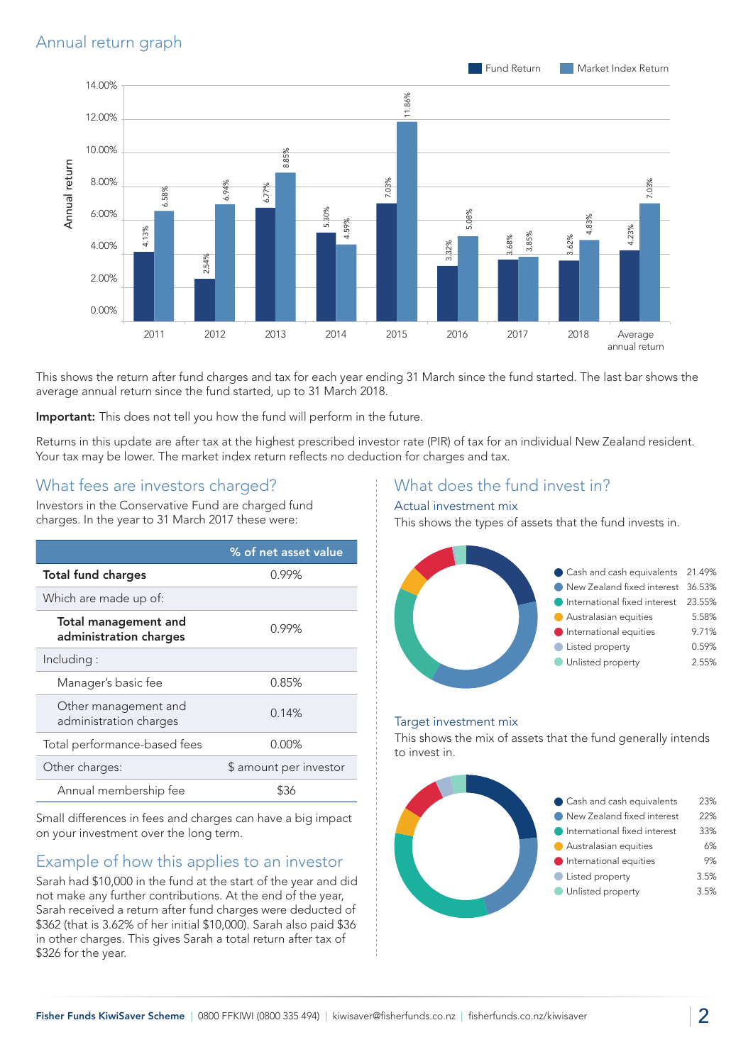## Annual return graph

| Year | Fund Return | Market Index Return |
|---|---|---|
| 2011 | 4.13% | 6.58% |
| 2012 | 2.54% | 6.94% |
| 2013 | 6.77% | 8.85% |
| 2014 | 5.30% | 4.59% |
| 2015 | 7.03% | 11.86% |
| 2016 | 3.32% | 5.08% |
| 2017 | 3.68% | 3.85% |
| 2018 | 3.62% | 4.83% |
| Average annual return | 4.23% | 7.03% |

This shows the return after fund charges and tax for each year ending 31 March since the fund started. The last bar shows the average annual return since the fund started, up to 31 March 2018.

**Important:** This does not tell you how the fund will perform in the future.

Returns in this update are after tax at the highest prescribed investor rate (PIR) of tax for an individual New Zealand resident. Your tax may be lower. The market index return reflects no deduction for charges and tax.

## What fees are investors charged?

Investors in the Conservative Fund are charged fund charges. In the year to 31 March 2017 these were:

| | % of net asset value |
|---|---|
| **Total fund charges** | 0.99% |
| Which are made up of: | |
| **Total management and administration charges** | 0.99% |
| Including : | |
| Manager's basic fee | 0.85% |
| Other management and administration charges | 0.14% |
| Total performance-based fees | 0.00% |
| Other charges: | $ amount per investor |
| Annual membership fee | $36 |

Small differences in fees and charges can have a big impact on your investment over the long term.

## Example of how this applies to an investor

Sarah had $10,000 in the fund at the start of the year and did not make any further contributions. At the end of the year, Sarah received a return after fund charges were deducted of $362 (that is 3.62% of her initial $10,000). Sarah also paid $36 in other charges. This gives Sarah a total return after tax of $326 for the year.

## What does the fund invest in?

### Actual investment mix

This shows the types of assets that the fund invests in.

| Asset type | % |
|---|---|
| Cash and cash equivalents | 21.49% |
| New Zealand fixed interest | 36.53% |
| International fixed interest | 23.55% |
| Australasian equities | 5.58% |
| International equities | 9.71% |
| Listed property | 0.59% |
| Unlisted property | 2.55% |

### Target investment mix

This shows the mix of assets that the fund generally intends to invest in.

| Asset type | % |
|---|---|
| Cash and cash equivalents | 23% |
| New Zealand fixed interest | 22% |
| International fixed interest | 33% |
| Australasian equities | 6% |
| International equities | 9% |
| Listed property | 3.5% |
| Unlisted property | 3.5% |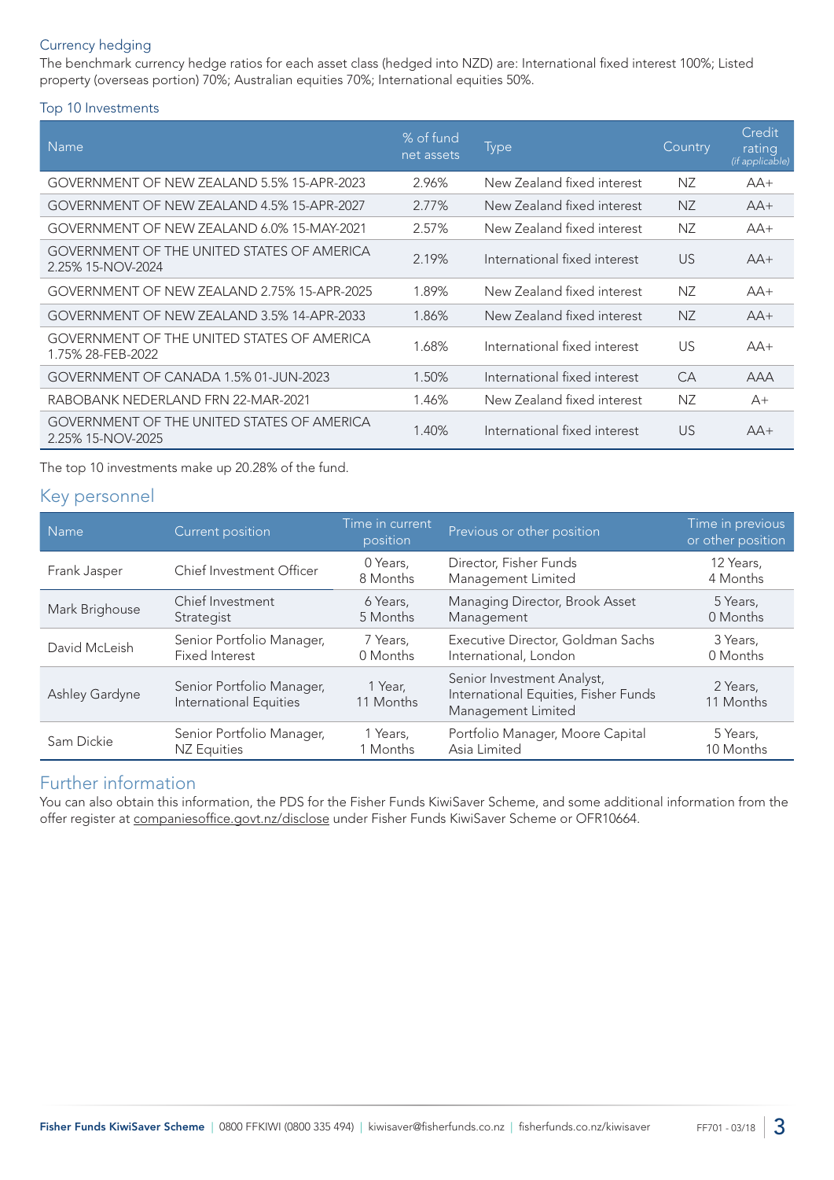### Currency hedging

The benchmark currency hedge ratios for each asset class (hedged into NZD) are: International fixed interest 100%; Listed property (overseas portion) 70%; Australian equities 70%; International equities 50%.

### Top 10 Investments

| Name | % of fund net assets | Type | Country | Credit rating *(if applicable)* |
|---|---|---|---|---|
| GOVERNMENT OF NEW ZEALAND 5.5% 15-APR-2023 | 2.96% | New Zealand fixed interest | NZ | AA+ |
| GOVERNMENT OF NEW ZEALAND 4.5% 15-APR-2027 | 2.77% | New Zealand fixed interest | NZ | AA+ |
| GOVERNMENT OF NEW ZEALAND 6.0% 15-MAY-2021 | 2.57% | New Zealand fixed interest | NZ | AA+ |
| GOVERNMENT OF THE UNITED STATES OF AMERICA 2.25% 15-NOV-2024 | 2.19% | International fixed interest | US | AA+ |
| GOVERNMENT OF NEW ZEALAND 2.75% 15-APR-2025 | 1.89% | New Zealand fixed interest | NZ | AA+ |
| GOVERNMENT OF NEW ZEALAND 3.5% 14-APR-2033 | 1.86% | New Zealand fixed interest | NZ | AA+ |
| GOVERNMENT OF THE UNITED STATES OF AMERICA 1.75% 28-FEB-2022 | 1.68% | International fixed interest | US | AA+ |
| GOVERNMENT OF CANADA 1.5% 01-JUN-2023 | 1.50% | International fixed interest | CA | AAA |
| RABOBANK NEDERLAND FRN 22-MAR-2021 | 1.46% | New Zealand fixed interest | NZ | A+ |
| GOVERNMENT OF THE UNITED STATES OF AMERICA 2.25% 15-NOV-2025 | 1.40% | International fixed interest | US | AA+ |

The top 10 investments make up 20.28% of the fund.

## Key personnel

| Name | Current position | Time in current position | Previous or other position | Time in previous or other position |
|---|---|---|---|---|
| Frank Jasper | Chief Investment Officer | 0 Years, 8 Months | Director, Fisher Funds Management Limited | 12 Years, 4 Months |
| Mark Brighouse | Chief Investment Strategist | 6 Years, 5 Months | Managing Director, Brook Asset Management | 5 Years, 0 Months |
| David McLeish | Senior Portfolio Manager, Fixed Interest | 7 Years, 0 Months | Executive Director, Goldman Sachs International, London | 3 Years, 0 Months |
| Ashley Gardyne | Senior Portfolio Manager, International Equities | 1 Year, 11 Months | Senior Investment Analyst, International Equities, Fisher Funds Management Limited | 2 Years, 11 Months |
| Sam Dickie | Senior Portfolio Manager, NZ Equities | 1 Years, 1 Months | Portfolio Manager, Moore Capital Asia Limited | 5 Years, 10 Months |

## Further information

You can also obtain this information, the PDS for the Fisher Funds KiwiSaver Scheme, and some additional information from the offer register at companiesoffice.govt.nz/disclose under Fisher Funds KiwiSaver Scheme or OFR10664.